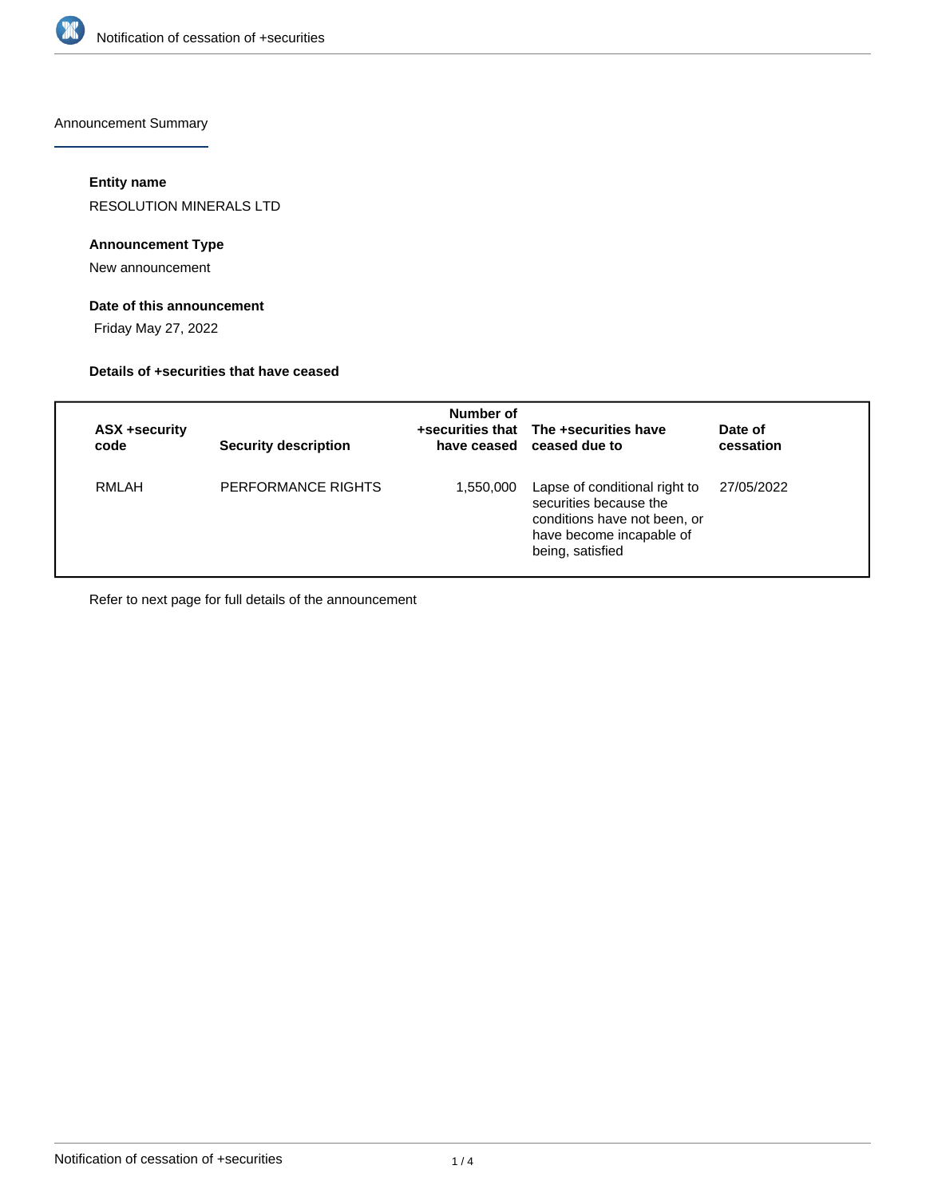Announcement Summary

**Entity name**

RESOLUTION MINERALS LTD

**Announcement Type**

New announcement

**Date of this announcement**

Friday May 27, 2022

**Details of +securities that have ceased**

| ASX +security code | Security description | Number of +securities that have ceased | The +securities have ceased due to | Date of cessation |
| --- | --- | --- | --- | --- |
| RMLAH | PERFORMANCE RIGHTS | 1,550,000 | Lapse of conditional right to securities because the conditions have not been, or have become incapable of being, satisfied | 27/05/2022 |

Refer to next page for full details of the announcement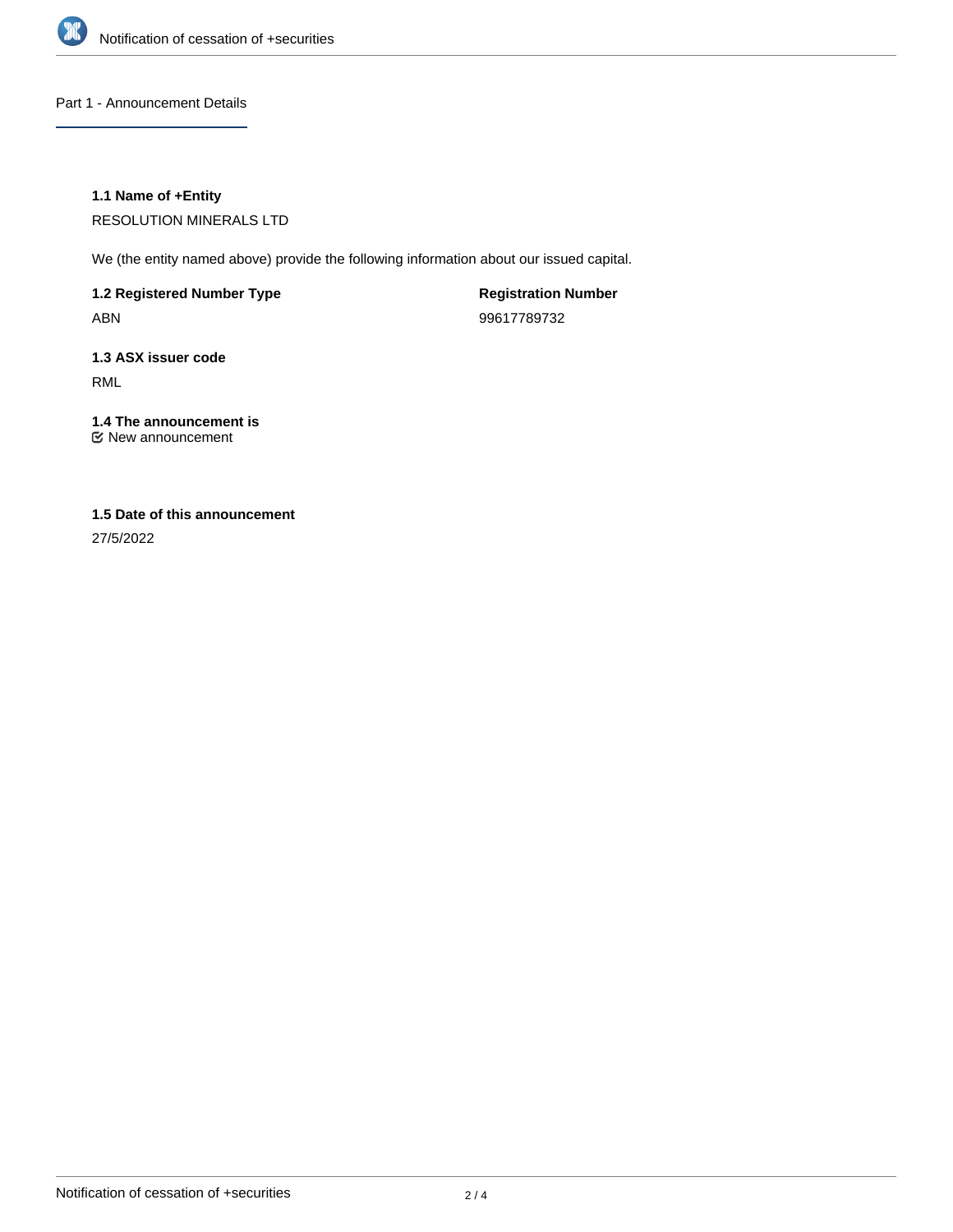## Part 1 - Announcement Details

**1.1 Name of +Entity**

RESOLUTION MINERALS LTD

We (the entity named above) provide the following information about our issued capital.

**1.2 Registered Number Type**

ABN

**Registration Number**

99617789732

**1.3 ASX issuer code**

RML

**1.4 The announcement is**

☑ New announcement

**1.5 Date of this announcement**

27/5/2022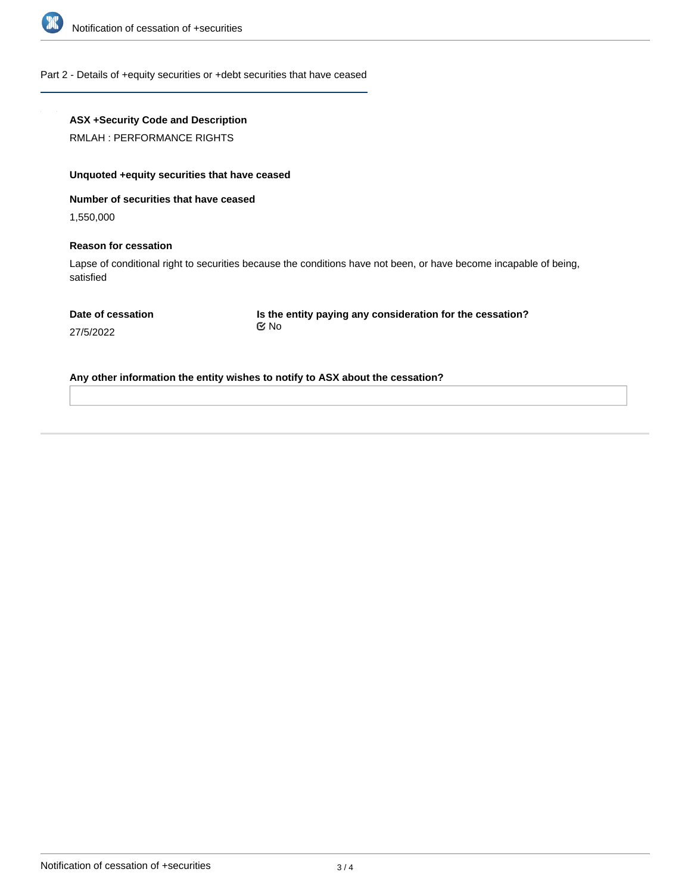## Part 2 - Details of +equity securities or +debt securities that have ceased

**ASX +Security Code and Description**

RMLAH : PERFORMANCE RIGHTS

**Unquoted +equity securities that have ceased**

**Number of securities that have ceased**

1,550,000

**Reason for cessation**

Lapse of conditional right to securities because the conditions have not been, or have become incapable of being, satisfied

**Date of cessation**

27/5/2022

**Is the entity paying any consideration for the cessation?**

☑ No

**Any other information the entity wishes to notify to ASX about the cessation?**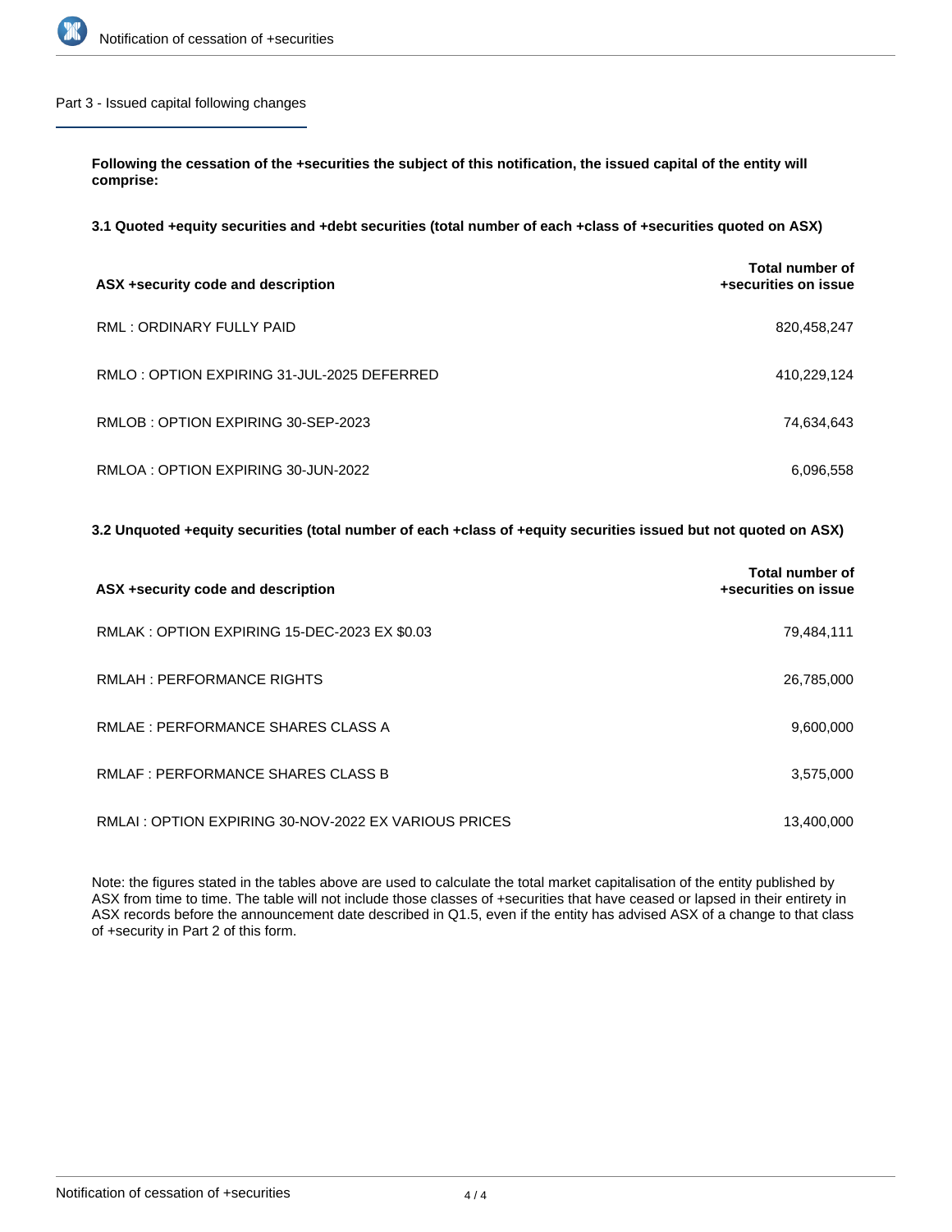## Part 3 - Issued capital following changes

**Following the cessation of the +securities the subject of this notification, the issued capital of the entity will comprise:**

**3.1 Quoted +equity securities and +debt securities (total number of each +class of +securities quoted on ASX)**

| ASX +security code and description | Total number of +securities on issue |
|---|---|
| RML : ORDINARY FULLY PAID | 820,458,247 |
| RMLO : OPTION EXPIRING 31-JUL-2025 DEFERRED | 410,229,124 |
| RMLOB : OPTION EXPIRING 30-SEP-2023 | 74,634,643 |
| RMLOA : OPTION EXPIRING 30-JUN-2022 | 6,096,558 |

**3.2 Unquoted +equity securities (total number of each +class of +equity securities issued but not quoted on ASX)**

| ASX +security code and description | Total number of +securities on issue |
|---|---|
| RMLAK : OPTION EXPIRING 15-DEC-2023 EX $0.03 | 79,484,111 |
| RMLAH : PERFORMANCE RIGHTS | 26,785,000 |
| RMLAE : PERFORMANCE SHARES CLASS A | 9,600,000 |
| RMLAF : PERFORMANCE SHARES CLASS B | 3,575,000 |
| RMLAI : OPTION EXPIRING 30-NOV-2022 EX VARIOUS PRICES | 13,400,000 |

Note: the figures stated in the tables above are used to calculate the total market capitalisation of the entity published by ASX from time to time. The table will not include those classes of +securities that have ceased or lapsed in their entirety in ASX records before the announcement date described in Q1.5, even if the entity has advised ASX of a change to that class of +security in Part 2 of this form.